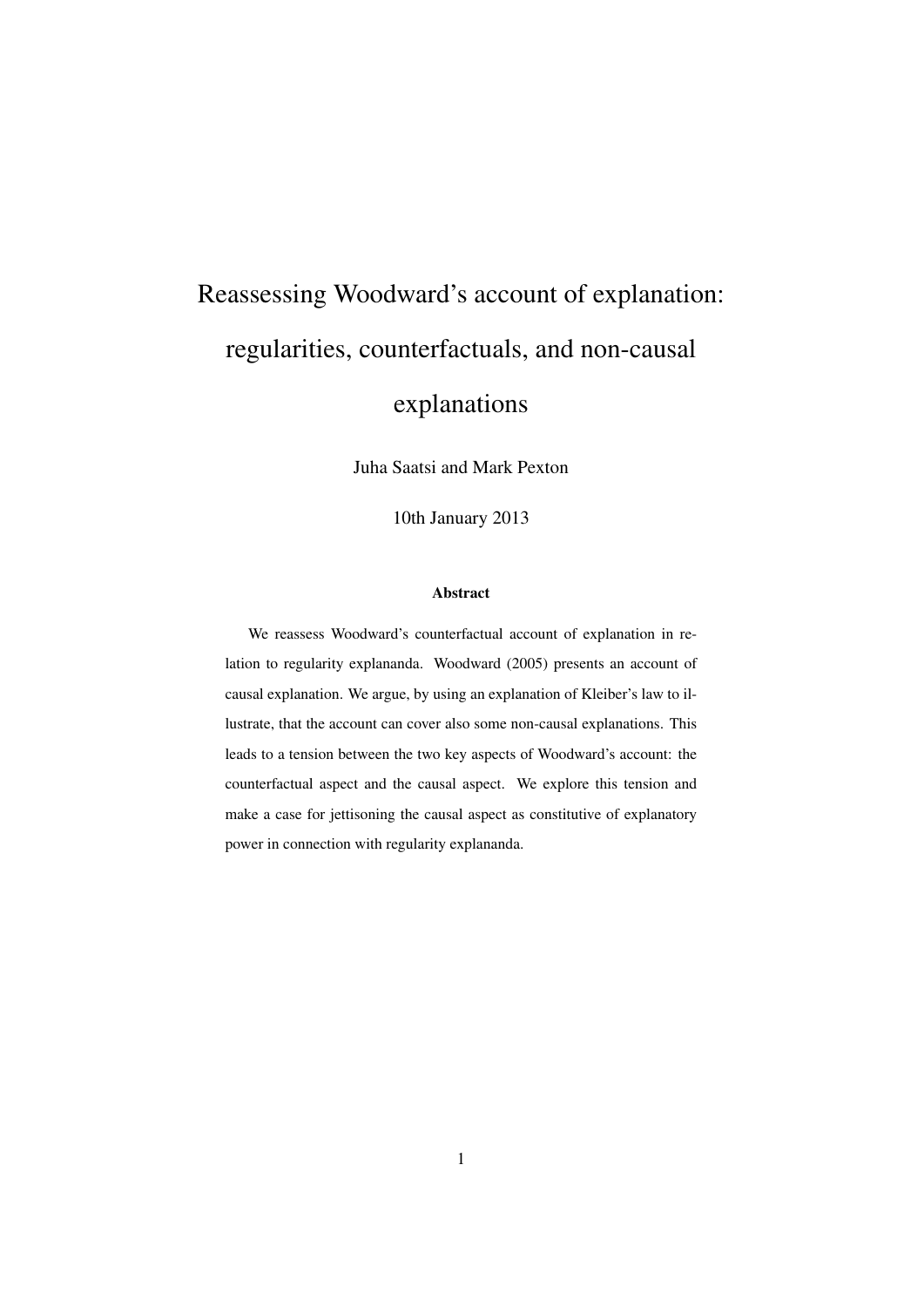# Reassessing Woodward's account of explanation: regularities, counterfactuals, and non-causal explanations

Juha Saatsi and Mark Pexton

10th January 2013

**Abstract**

We reassess Woodward's counterfactual account of explanation in relation to regularity explananda. Woodward (2005) presents an account of causal explanation. We argue, by using an explanation of Kleiber's law to illustrate, that the account can cover also some non-causal explanations. This leads to a tension between the two key aspects of Woodward's account: the counterfactual aspect and the causal aspect. We explore this tension and make a case for jettisoning the causal aspect as constitutive of explanatory power in connection with regularity explananda.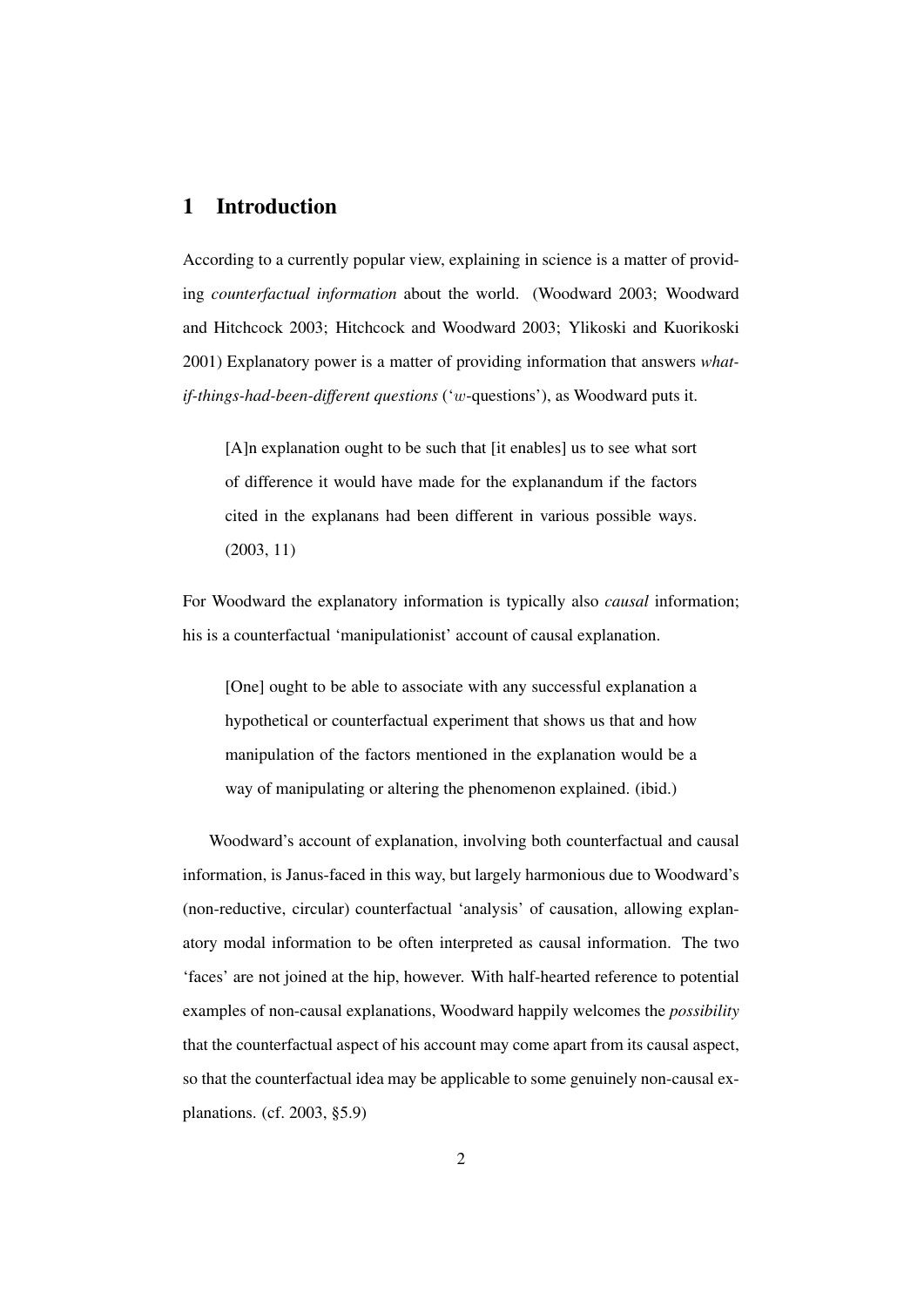## 1 Introduction

According to a currently popular view, explaining in science is a matter of providing *counterfactual information* about the world. (Woodward 2003; Woodward and Hitchcock 2003; Hitchcock and Woodward 2003; Ylikoski and Kuorikoski 2001) Explanatory power is a matter of providing information that answers *what-if-things-had-been-different questions* (‘$w$-questions’), as Woodward puts it.

> [A]n explanation ought to be such that [it enables] us to see what sort of difference it would have made for the explanandum if the factors cited in the explanans had been different in various possible ways. (2003, 11)

For Woodward the explanatory information is typically also *causal* information; his is a counterfactual ‘manipulationist’ account of causal explanation.

> [One] ought to be able to associate with any successful explanation a hypothetical or counterfactual experiment that shows us that and how manipulation of the factors mentioned in the explanation would be a way of manipulating or altering the phenomenon explained. (ibid.)

Woodward’s account of explanation, involving both counterfactual and causal information, is Janus-faced in this way, but largely harmonious due to Woodward’s (non-reductive, circular) counterfactual ‘analysis’ of causation, allowing explanatory modal information to be often interpreted as causal information. The two ‘faces’ are not joined at the hip, however. With half-hearted reference to potential examples of non-causal explanations, Woodward happily welcomes the *possibility* that the counterfactual aspect of his account may come apart from its causal aspect, so that the counterfactual idea may be applicable to some genuinely non-causal explanations. (cf. 2003, §5.9)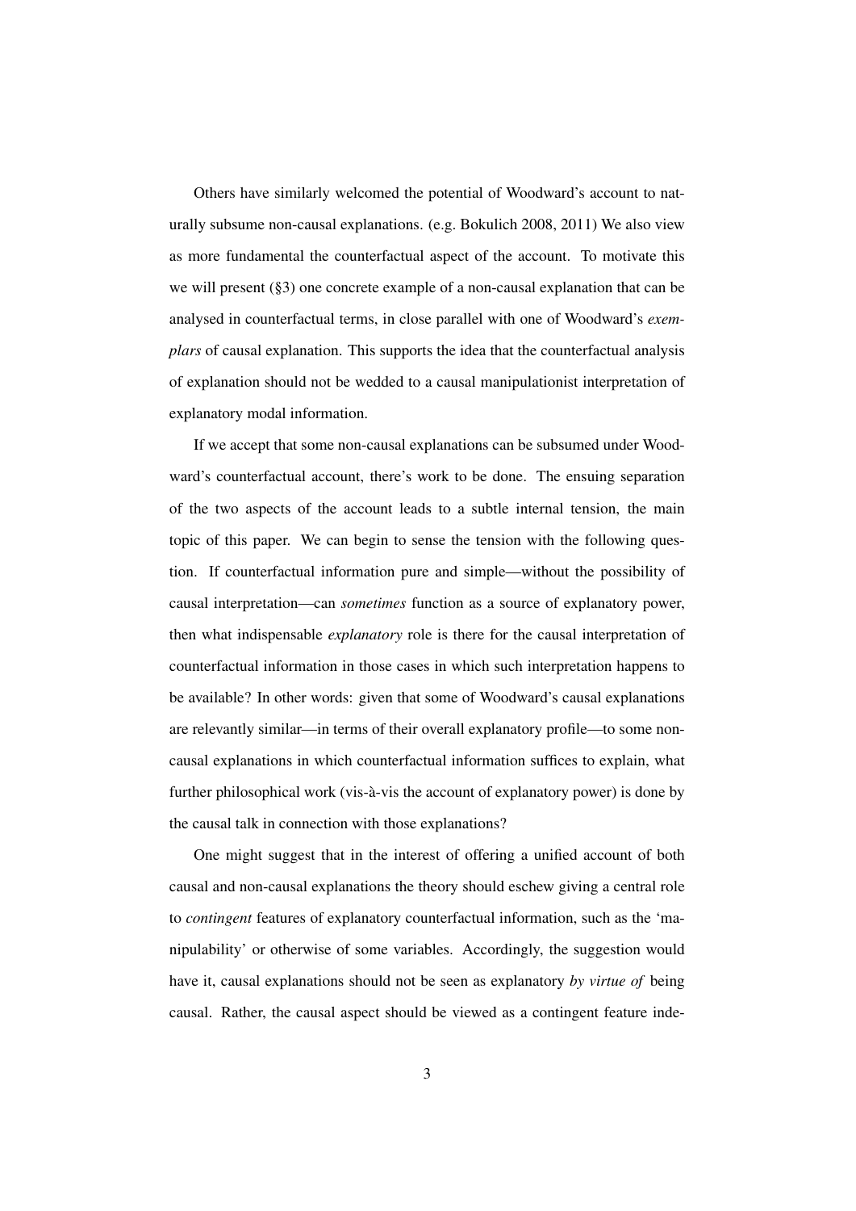Others have similarly welcomed the potential of Woodward's account to naturally subsume non-causal explanations. (e.g. Bokulich 2008, 2011) We also view as more fundamental the counterfactual aspect of the account. To motivate this we will present (§3) one concrete example of a non-causal explanation that can be analysed in counterfactual terms, in close parallel with one of Woodward's *exemplars* of causal explanation. This supports the idea that the counterfactual analysis of explanation should not be wedded to a causal manipulationist interpretation of explanatory modal information.

If we accept that some non-causal explanations can be subsumed under Woodward's counterfactual account, there's work to be done. The ensuing separation of the two aspects of the account leads to a subtle internal tension, the main topic of this paper. We can begin to sense the tension with the following question. If counterfactual information pure and simple—without the possibility of causal interpretation—can *sometimes* function as a source of explanatory power, then what indispensable *explanatory* role is there for the causal interpretation of counterfactual information in those cases in which such interpretation happens to be available? In other words: given that some of Woodward's causal explanations are relevantly similar—in terms of their overall explanatory profile—to some non-causal explanations in which counterfactual information suffices to explain, what further philosophical work (vis-à-vis the account of explanatory power) is done by the causal talk in connection with those explanations?

One might suggest that in the interest of offering a unified account of both causal and non-causal explanations the theory should eschew giving a central role to *contingent* features of explanatory counterfactual information, such as the 'manipulability' or otherwise of some variables. Accordingly, the suggestion would have it, causal explanations should not be seen as explanatory *by virtue of* being causal. Rather, the causal aspect should be viewed as a contingent feature inde-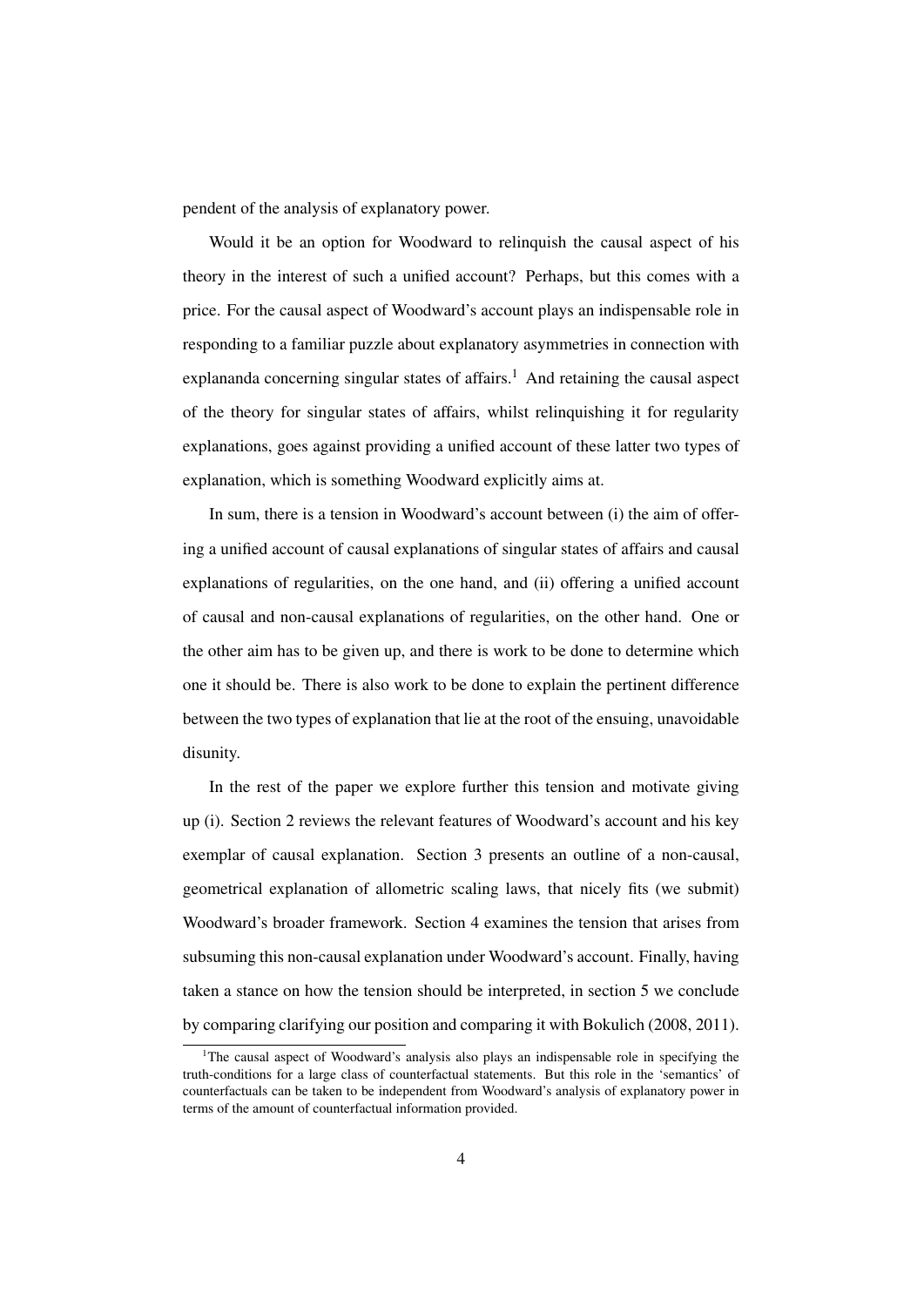pendent of the analysis of explanatory power.

Would it be an option for Woodward to relinquish the causal aspect of his theory in the interest of such a unified account? Perhaps, but this comes with a price. For the causal aspect of Woodward's account plays an indispensable role in responding to a familiar puzzle about explanatory asymmetries in connection with explananda concerning singular states of affairs.[1] And retaining the causal aspect of the theory for singular states of affairs, whilst relinquishing it for regularity explanations, goes against providing a unified account of these latter two types of explanation, which is something Woodward explicitly aims at.

In sum, there is a tension in Woodward's account between (i) the aim of offering a unified account of causal explanations of singular states of affairs and causal explanations of regularities, on the one hand, and (ii) offering a unified account of causal and non-causal explanations of regularities, on the other hand. One or the other aim has to be given up, and there is work to be done to determine which one it should be. There is also work to be done to explain the pertinent difference between the two types of explanation that lie at the root of the ensuing, unavoidable disunity.

In the rest of the paper we explore further this tension and motivate giving up (i). Section 2 reviews the relevant features of Woodward's account and his key exemplar of causal explanation. Section 3 presents an outline of a non-causal, geometrical explanation of allometric scaling laws, that nicely fits (we submit) Woodward's broader framework. Section 4 examines the tension that arises from subsuming this non-causal explanation under Woodward's account. Finally, having taken a stance on how the tension should be interpreted, in section 5 we conclude by comparing clarifying our position and comparing it with Bokulich (2008, 2011).

[1] The causal aspect of Woodward's analysis also plays an indispensable role in specifying the truth-conditions for a large class of counterfactual statements. But this role in the 'semantics' of counterfactuals can be taken to be independent from Woodward's analysis of explanatory power in terms of the amount of counterfactual information provided.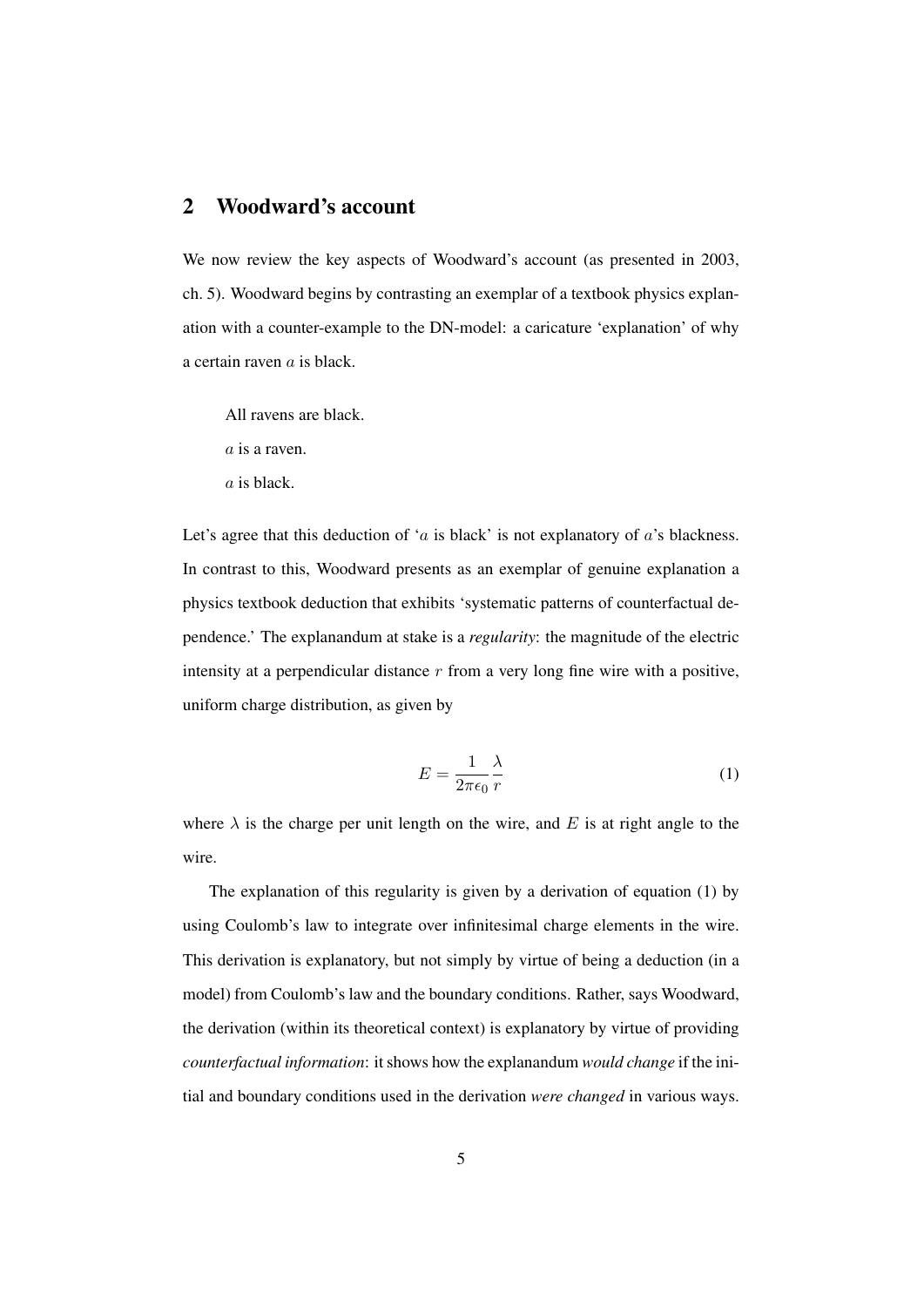## 2 Woodward's account

We now review the key aspects of Woodward's account (as presented in 2003, ch. 5). Woodward begins by contrasting an exemplar of a textbook physics explanation with a counter-example to the DN-model: a caricature 'explanation' of why a certain raven $a$ is black.

> All ravens are black.
>
> $a$ is a raven.
>
> $a$ is black.

Let's agree that this deduction of '$a$ is black' is not explanatory of $a$'s blackness. In contrast to this, Woodward presents as an exemplar of genuine explanation a physics textbook deduction that exhibits 'systematic patterns of counterfactual dependence.' The explanandum at stake is a *regularity*: the magnitude of the electric intensity at a perpendicular distance $r$ from a very long fine wire with a positive, uniform charge distribution, as given by

$$E = \frac{1}{2\pi\epsilon_0}\frac{\lambda}{r} \tag{1}$$

where $\lambda$ is the charge per unit length on the wire, and $E$ is at right angle to the wire.

The explanation of this regularity is given by a derivation of equation (1) by using Coulomb's law to integrate over infinitesimal charge elements in the wire. This derivation is explanatory, but not simply by virtue of being a deduction (in a model) from Coulomb's law and the boundary conditions. Rather, says Woodward, the derivation (within its theoretical context) is explanatory by virtue of providing *counterfactual information*: it shows how the explanandum *would change* if the initial and boundary conditions used in the derivation *were changed* in various ways.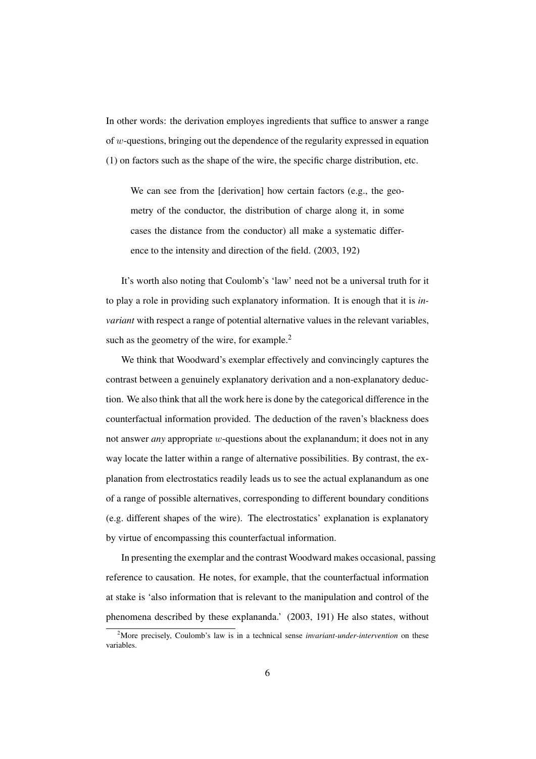In other words: the derivation employes ingredients that suffice to answer a range of $w$-questions, bringing out the dependence of the regularity expressed in equation (1) on factors such as the shape of the wire, the specific charge distribution, etc.

> We can see from the [derivation] how certain factors (e.g., the geometry of the conductor, the distribution of charge along it, in some cases the distance from the conductor) all make a systematic difference to the intensity and direction of the field. (2003, 192)

It's worth also noting that Coulomb's 'law' need not be a universal truth for it to play a role in providing such explanatory information. It is enough that it is *invariant* with respect a range of potential alternative values in the relevant variables, such as the geometry of the wire, for example.[2]

We think that Woodward's exemplar effectively and convincingly captures the contrast between a genuinely explanatory derivation and a non-explanatory deduction. We also think that all the work here is done by the categorical difference in the counterfactual information provided. The deduction of the raven's blackness does not answer *any* appropriate $w$-questions about the explanandum; it does not in any way locate the latter within a range of alternative possibilities. By contrast, the explanation from electrostatics readily leads us to see the actual explanandum as one of a range of possible alternatives, corresponding to different boundary conditions (e.g. different shapes of the wire). The electrostatics' explanation is explanatory by virtue of encompassing this counterfactual information.

In presenting the exemplar and the contrast Woodward makes occasional, passing reference to causation. He notes, for example, that the counterfactual information at stake is 'also information that is relevant to the manipulation and control of the phenomena described by these explananda.' (2003, 191) He also states, without

---

[2] More precisely, Coulomb's law is in a technical sense *invariant-under-intervention* on these variables.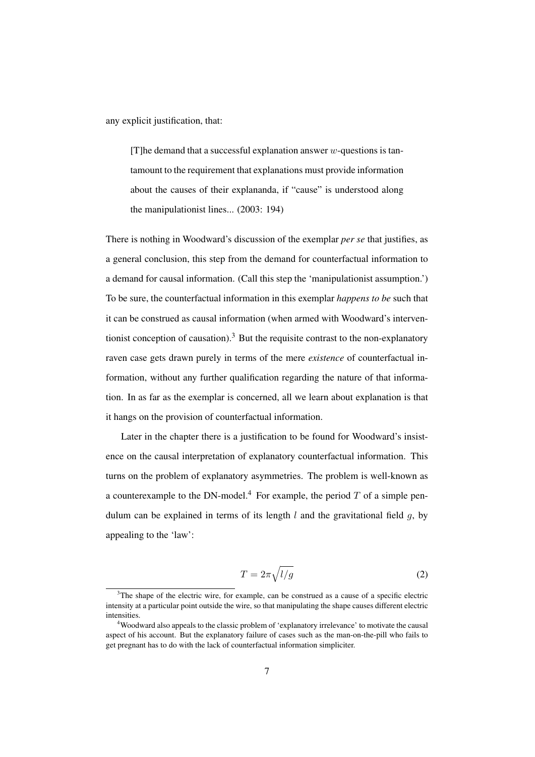any explicit justification, that:

> [T]he demand that a successful explanation answer $w$-questions is tantamount to the requirement that explanations must provide information about the causes of their explananda, if "cause" is understood along the manipulationist lines... (2003: 194)

There is nothing in Woodward's discussion of the exemplar *per se* that justifies, as a general conclusion, this step from the demand for counterfactual information to a demand for causal information. (Call this step the 'manipulationist assumption.') To be sure, the counterfactual information in this exemplar *happens to be* such that it can be construed as causal information (when armed with Woodward's interventionist conception of causation).[3] But the requisite contrast to the non-explanatory raven case gets drawn purely in terms of the mere *existence* of counterfactual information, without any further qualification regarding the nature of that information. In as far as the exemplar is concerned, all we learn about explanation is that it hangs on the provision of counterfactual information.

Later in the chapter there is a justification to be found for Woodward's insistence on the causal interpretation of explanatory counterfactual information. This turns on the problem of explanatory asymmetries. The problem is well-known as a counterexample to the DN-model.[4] For example, the period $T$ of a simple pendulum can be explained in terms of its length $l$ and the gravitational field $g$, by appealing to the 'law':

$$T = 2\pi\sqrt{l/g} \tag{2}$$

[3] The shape of the electric wire, for example, can be construed as a cause of a specific electric intensity at a particular point outside the wire, so that manipulating the shape causes different electric intensities.

[4] Woodward also appeals to the classic problem of 'explanatory irrelevance' to motivate the causal aspect of his account. But the explanatory failure of cases such as the man-on-the-pill who fails to get pregnant has to do with the lack of counterfactual information simpliciter.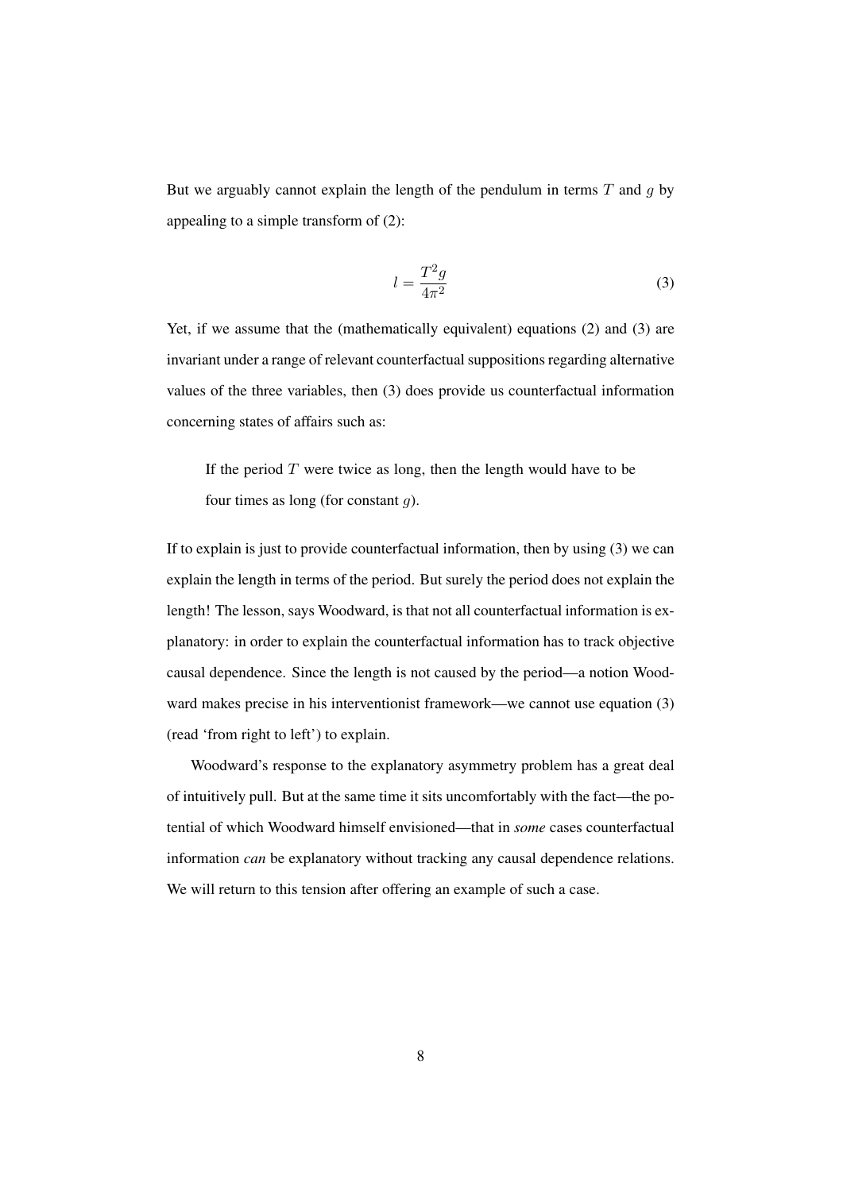But we arguably cannot explain the length of the pendulum in terms $T$ and $g$ by appealing to a simple transform of (2):

$$l = \frac{T^2 g}{4\pi^2} \tag{3}$$

Yet, if we assume that the (mathematically equivalent) equations (2) and (3) are invariant under a range of relevant counterfactual suppositions regarding alternative values of the three variables, then (3) does provide us counterfactual information concerning states of affairs such as:

> If the period $T$ were twice as long, then the length would have to be four times as long (for constant $g$).

If to explain is just to provide counterfactual information, then by using (3) we can explain the length in terms of the period. But surely the period does not explain the length! The lesson, says Woodward, is that not all counterfactual information is explanatory: in order to explain the counterfactual information has to track objective causal dependence. Since the length is not caused by the period—a notion Woodward makes precise in his interventionist framework—we cannot use equation (3) (read 'from right to left') to explain.

Woodward's response to the explanatory asymmetry problem has a great deal of intuitively pull. But at the same time it sits uncomfortably with the fact—the potential of which Woodward himself envisioned—that in *some* cases counterfactual information *can* be explanatory without tracking any causal dependence relations. We will return to this tension after offering an example of such a case.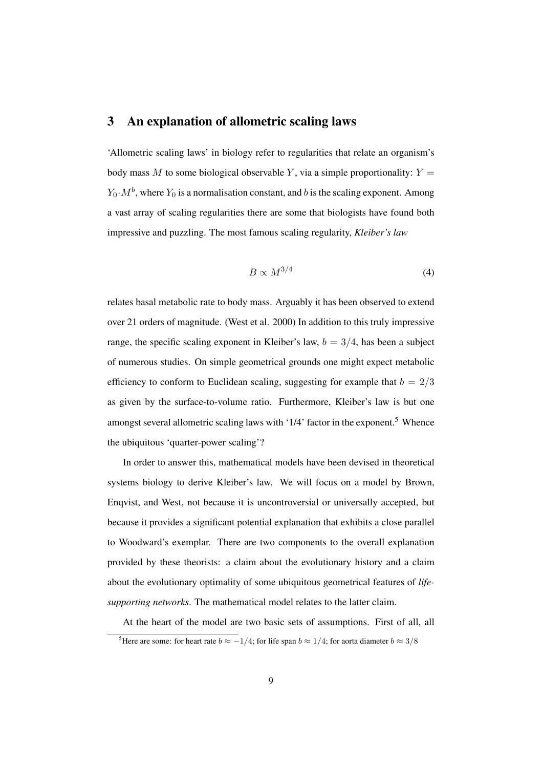## 3 An explanation of allometric scaling laws

'Allometric scaling laws' in biology refer to regularities that relate an organism's body mass $M$ to some biological observable $Y$, via a simple proportionality: $Y = Y_0 \cdot M^b$, where $Y_0$ is a normalisation constant, and $b$ is the scaling exponent. Among a vast array of scaling regularities there are some that biologists have found both impressive and puzzling. The most famous scaling regularity, *Kleiber's law*

$$B \propto M^{3/4} \tag{4}$$

relates basal metabolic rate to body mass. Arguably it has been observed to extend over 21 orders of magnitude. (West et al. 2000) In addition to this truly impressive range, the specific scaling exponent in Kleiber's law, $b = 3/4$, has been a subject of numerous studies. On simple geometrical grounds one might expect metabolic efficiency to conform to Euclidean scaling, suggesting for example that $b = 2/3$ as given by the surface-to-volume ratio. Furthermore, Kleiber's law is but one amongst several allometric scaling laws with '1/4' factor in the exponent.[5] Whence the ubiquitous 'quarter-power scaling'?

In order to answer this, mathematical models have been devised in theoretical systems biology to derive Kleiber's law. We will focus on a model by Brown, Enqvist, and West, not because it is uncontroversial or universally accepted, but because it provides a significant potential explanation that exhibits a close parallel to Woodward's exemplar. There are two components to the overall explanation provided by these theorists: a claim about the evolutionary history and a claim about the evolutionary optimality of some ubiquitous geometrical features of *life-supporting networks*. The mathematical model relates to the latter claim.

At the heart of the model are two basic sets of assumptions. First of all, all

[5] Here are some: for heart rate $b \approx -1/4$; for life span $b \approx 1/4$; for aorta diameter $b \approx 3/8$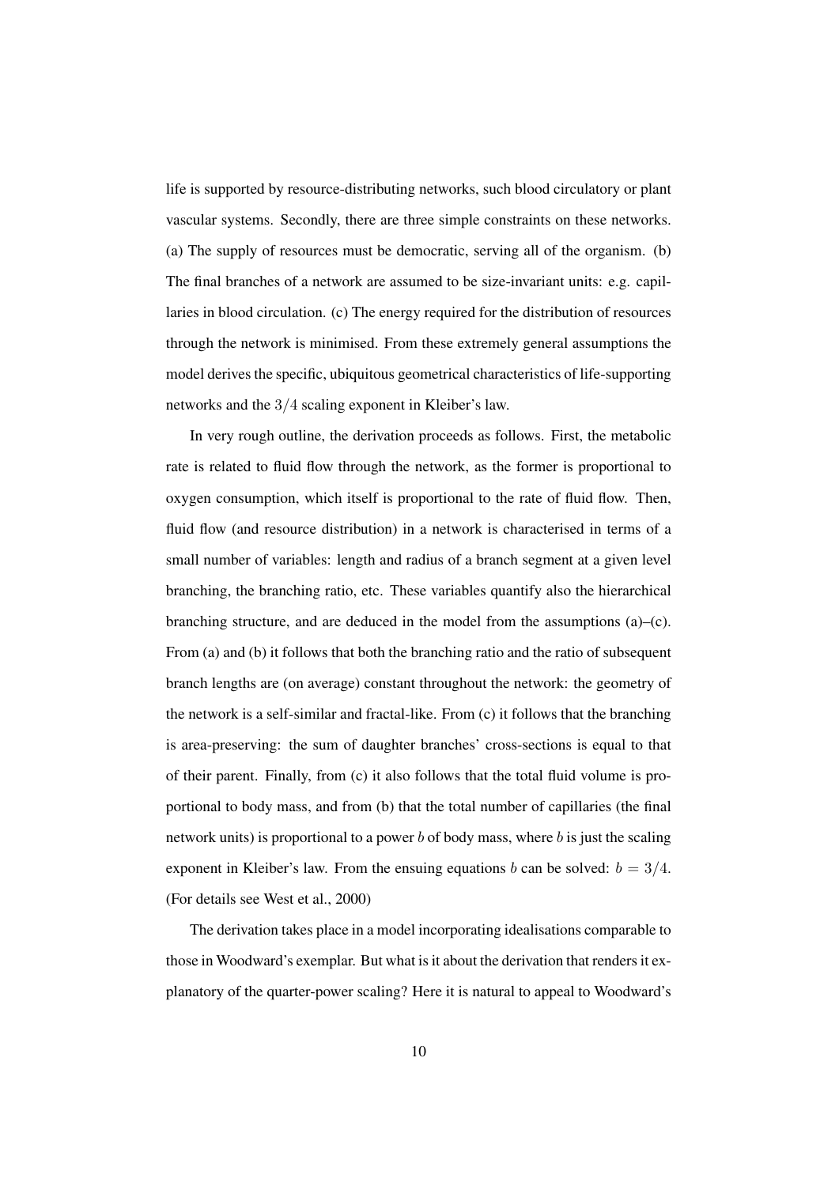life is supported by resource-distributing networks, such blood circulatory or plant vascular systems. Secondly, there are three simple constraints on these networks. (a) The supply of resources must be democratic, serving all of the organism. (b) The final branches of a network are assumed to be size-invariant units: e.g. capillaries in blood circulation. (c) The energy required for the distribution of resources through the network is minimised. From these extremely general assumptions the model derives the specific, ubiquitous geometrical characteristics of life-supporting networks and the $3/4$ scaling exponent in Kleiber's law.

In very rough outline, the derivation proceeds as follows. First, the metabolic rate is related to fluid flow through the network, as the former is proportional to oxygen consumption, which itself is proportional to the rate of fluid flow. Then, fluid flow (and resource distribution) in a network is characterised in terms of a small number of variables: length and radius of a branch segment at a given level branching, the branching ratio, etc. These variables quantify also the hierarchical branching structure, and are deduced in the model from the assumptions (a)–(c). From (a) and (b) it follows that both the branching ratio and the ratio of subsequent branch lengths are (on average) constant throughout the network: the geometry of the network is a self-similar and fractal-like. From (c) it follows that the branching is area-preserving: the sum of daughter branches' cross-sections is equal to that of their parent. Finally, from (c) it also follows that the total fluid volume is proportional to body mass, and from (b) that the total number of capillaries (the final network units) is proportional to a power $b$ of body mass, where $b$ is just the scaling exponent in Kleiber's law. From the ensuing equations $b$ can be solved: $b = 3/4$. (For details see West et al., 2000)

The derivation takes place in a model incorporating idealisations comparable to those in Woodward's exemplar. But what is it about the derivation that renders it explanatory of the quarter-power scaling? Here it is natural to appeal to Woodward's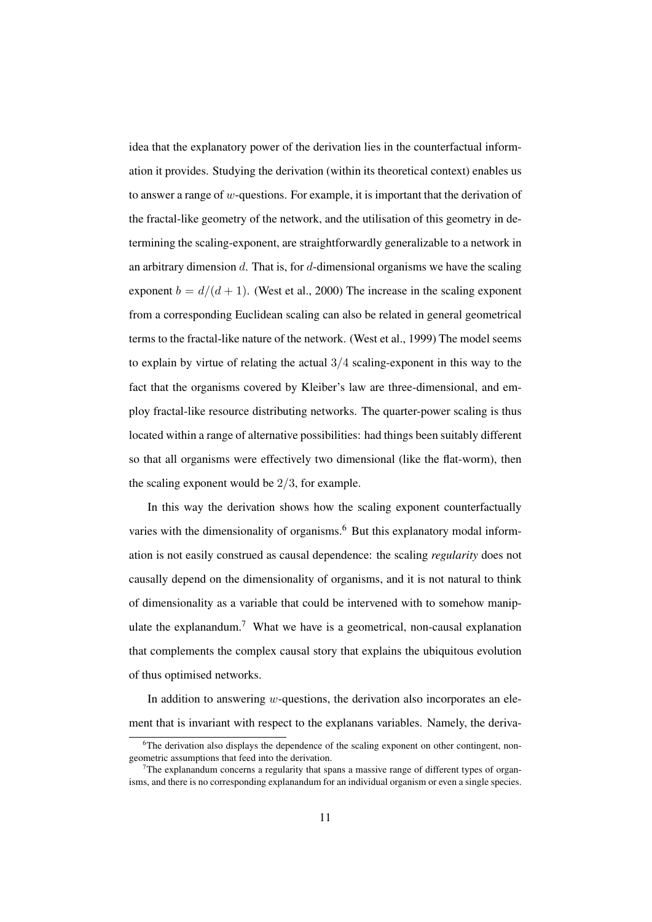idea that the explanatory power of the derivation lies in the counterfactual information it provides. Studying the derivation (within its theoretical context) enables us to answer a range of $w$-questions. For example, it is important that the derivation of the fractal-like geometry of the network, and the utilisation of this geometry in determining the scaling-exponent, are straightforwardly generalizable to a network in an arbitrary dimension $d$. That is, for $d$-dimensional organisms we have the scaling exponent $b = d/(d+1)$. (West et al., 2000) The increase in the scaling exponent from a corresponding Euclidean scaling can also be related in general geometrical terms to the fractal-like nature of the network. (West et al., 1999) The model seems to explain by virtue of relating the actual $3/4$ scaling-exponent in this way to the fact that the organisms covered by Kleiber's law are three-dimensional, and employ fractal-like resource distributing networks. The quarter-power scaling is thus located within a range of alternative possibilities: had things been suitably different so that all organisms were effectively two dimensional (like the flat-worm), then the scaling exponent would be $2/3$, for example.

In this way the derivation shows how the scaling exponent counterfactually varies with the dimensionality of organisms.[6] But this explanatory modal information is not easily construed as causal dependence: the scaling *regularity* does not causally depend on the dimensionality of organisms, and it is not natural to think of dimensionality as a variable that could be intervened with to somehow manipulate the explanandum.[7] What we have is a geometrical, non-causal explanation that complements the complex causal story that explains the ubiquitous evolution of thus optimised networks.

In addition to answering $w$-questions, the derivation also incorporates an element that is invariant with respect to the explanans variables. Namely, the deriva-

[6] The derivation also displays the dependence of the scaling exponent on other contingent, non-geometric assumptions that feed into the derivation.

[7] The explanandum concerns a regularity that spans a massive range of different types of organisms, and there is no corresponding explanandum for an individual organism or even a single species.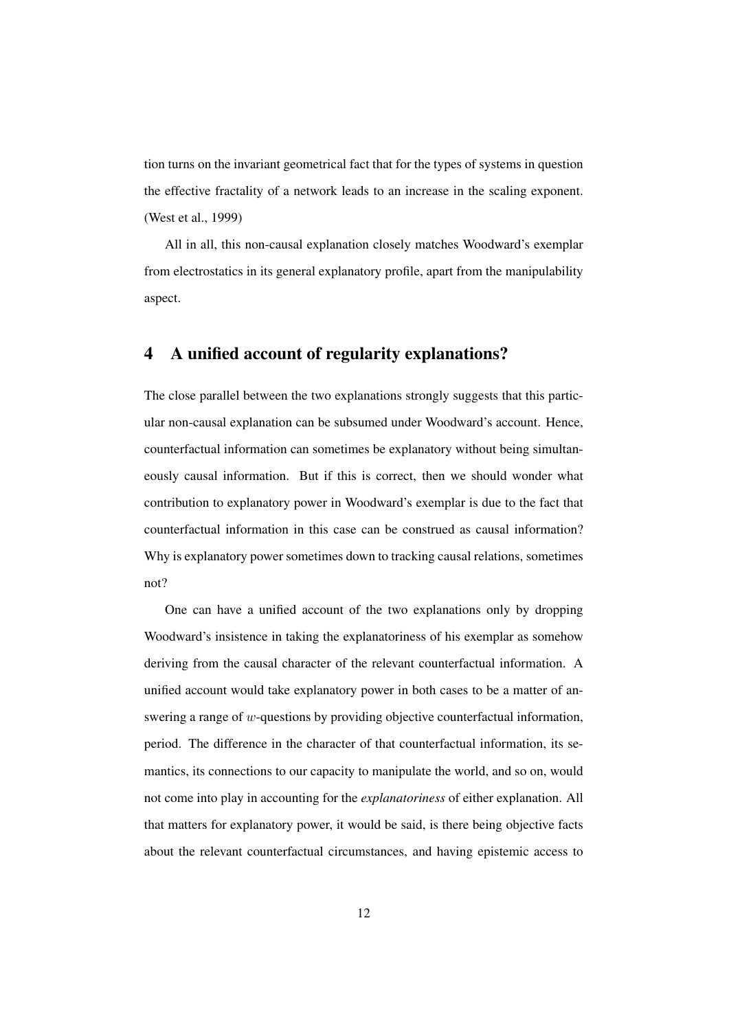tion turns on the invariant geometrical fact that for the types of systems in question the effective fractality of a network leads to an increase in the scaling exponent. (West et al., 1999)

All in all, this non-causal explanation closely matches Woodward's exemplar from electrostatics in its general explanatory profile, apart from the manipulability aspect.

## 4 A unified account of regularity explanations?

The close parallel between the two explanations strongly suggests that this particular non-causal explanation can be subsumed under Woodward's account. Hence, counterfactual information can sometimes be explanatory without being simultaneously causal information. But if this is correct, then we should wonder what contribution to explanatory power in Woodward's exemplar is due to the fact that counterfactual information in this case can be construed as causal information? Why is explanatory power sometimes down to tracking causal relations, sometimes not?

One can have a unified account of the two explanations only by dropping Woodward's insistence in taking the explanatoriness of his exemplar as somehow deriving from the causal character of the relevant counterfactual information. A unified account would take explanatory power in both cases to be a matter of answering a range of $w$-questions by providing objective counterfactual information, period. The difference in the character of that counterfactual information, its semantics, its connections to our capacity to manipulate the world, and so on, would not come into play in accounting for the *explanatoriness* of either explanation. All that matters for explanatory power, it would be said, is there being objective facts about the relevant counterfactual circumstances, and having epistemic access to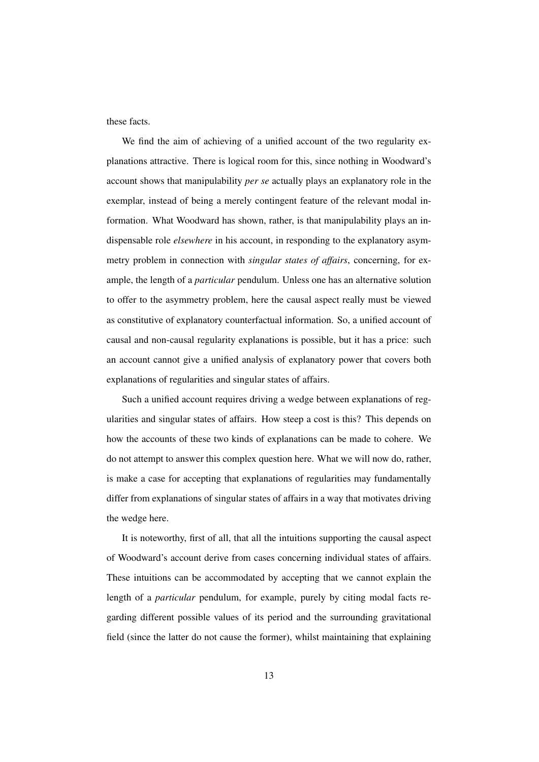these facts.

We find the aim of achieving of a unified account of the two regularity explanations attractive. There is logical room for this, since nothing in Woodward's account shows that manipulability *per se* actually plays an explanatory role in the exemplar, instead of being a merely contingent feature of the relevant modal information. What Woodward has shown, rather, is that manipulability plays an indispensable role *elsewhere* in his account, in responding to the explanatory asymmetry problem in connection with *singular states of affairs*, concerning, for example, the length of a *particular* pendulum. Unless one has an alternative solution to offer to the asymmetry problem, here the causal aspect really must be viewed as constitutive of explanatory counterfactual information. So, a unified account of causal and non-causal regularity explanations is possible, but it has a price: such an account cannot give a unified analysis of explanatory power that covers both explanations of regularities and singular states of affairs.

Such a unified account requires driving a wedge between explanations of regularities and singular states of affairs. How steep a cost is this? This depends on how the accounts of these two kinds of explanations can be made to cohere. We do not attempt to answer this complex question here. What we will now do, rather, is make a case for accepting that explanations of regularities may fundamentally differ from explanations of singular states of affairs in a way that motivates driving the wedge here.

It is noteworthy, first of all, that all the intuitions supporting the causal aspect of Woodward's account derive from cases concerning individual states of affairs. These intuitions can be accommodated by accepting that we cannot explain the length of a *particular* pendulum, for example, purely by citing modal facts regarding different possible values of its period and the surrounding gravitational field (since the latter do not cause the former), whilst maintaining that explaining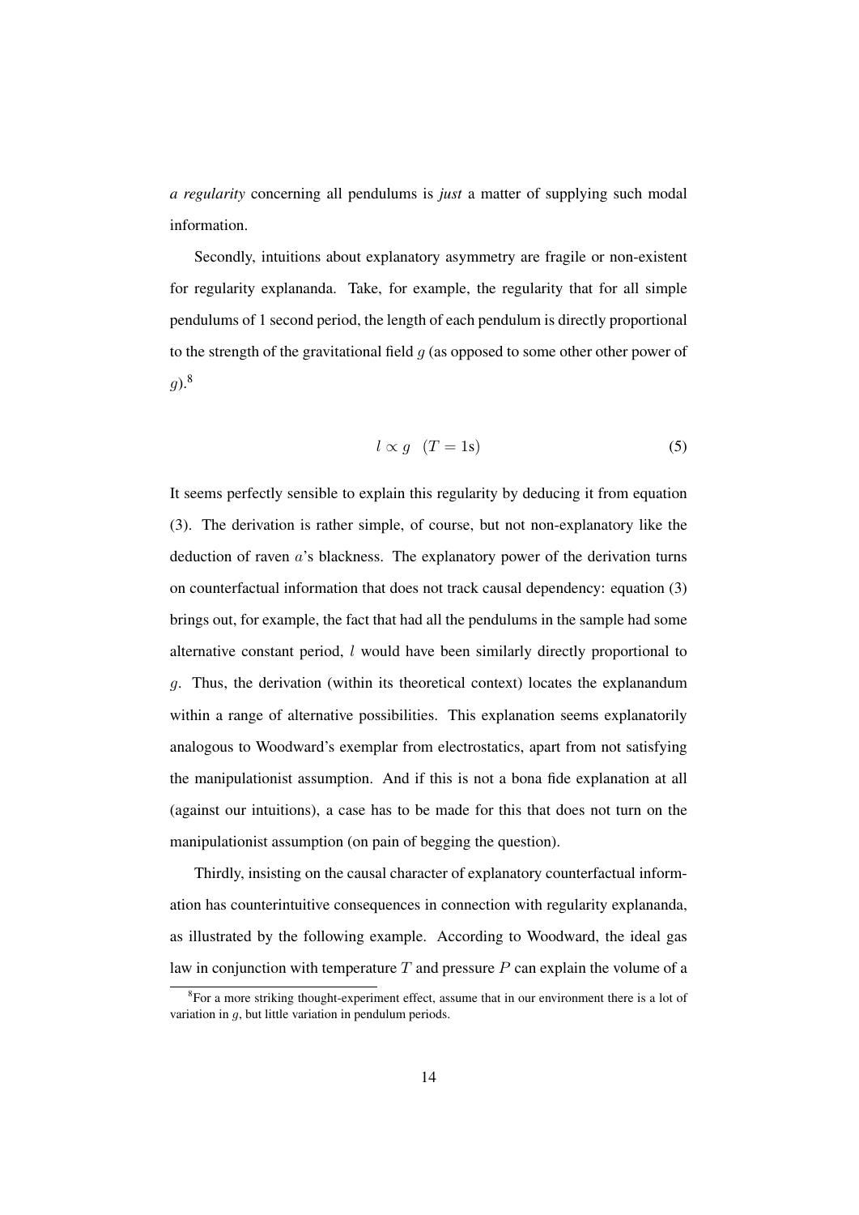*a regularity* concerning all pendulums is *just* a matter of supplying such modal information.

Secondly, intuitions about explanatory asymmetry are fragile or non-existent for regularity explananda. Take, for example, the regularity that for all simple pendulums of 1 second period, the length of each pendulum is directly proportional to the strength of the gravitational field $g$ (as opposed to some other other power of $g$).[8]

$$l \propto g \quad (T = 1\text{s}) \tag{5}$$

It seems perfectly sensible to explain this regularity by deducing it from equation (3). The derivation is rather simple, of course, but not non-explanatory like the deduction of raven $a$'s blackness. The explanatory power of the derivation turns on counterfactual information that does not track causal dependency: equation (3) brings out, for example, the fact that had all the pendulums in the sample had some alternative constant period, $l$ would have been similarly directly proportional to $g$. Thus, the derivation (within its theoretical context) locates the explanandum within a range of alternative possibilities. This explanation seems explanatorily analogous to Woodward's exemplar from electrostatics, apart from not satisfying the manipulationist assumption. And if this is not a bona fide explanation at all (against our intuitions), a case has to be made for this that does not turn on the manipulationist assumption (on pain of begging the question).

Thirdly, insisting on the causal character of explanatory counterfactual information has counterintuitive consequences in connection with regularity explananda, as illustrated by the following example. According to Woodward, the ideal gas law in conjunction with temperature $T$ and pressure $P$ can explain the volume of a

[8] For a more striking thought-experiment effect, assume that in our environment there is a lot of variation in $g$, but little variation in pendulum periods.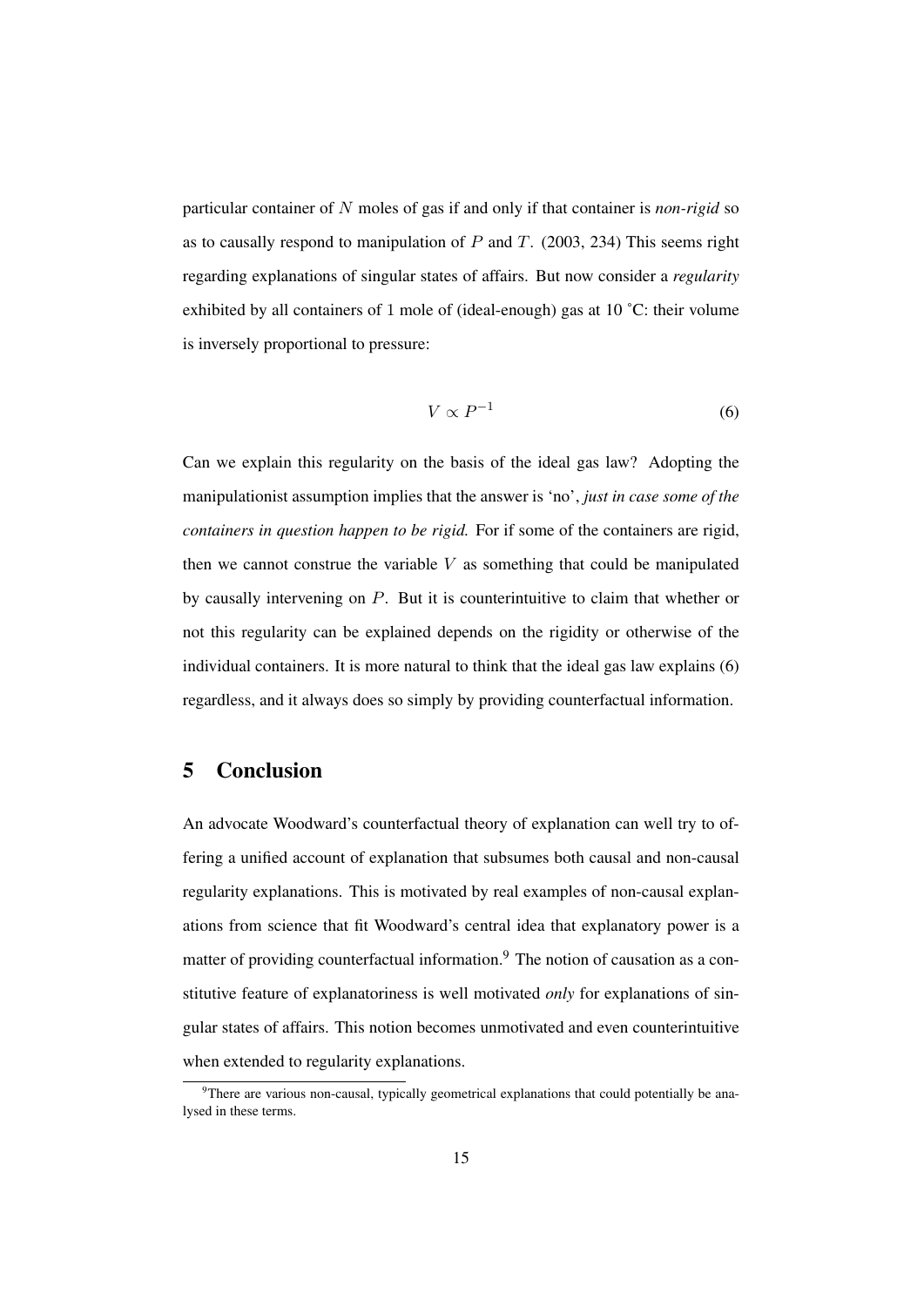particular container of $N$ moles of gas if and only if that container is *non-rigid* so as to causally respond to manipulation of $P$ and $T$. (2003, 234) This seems right regarding explanations of singular states of affairs. But now consider a *regularity* exhibited by all containers of 1 mole of (ideal-enough) gas at 10 ˚C: their volume is inversely proportional to pressure:

$$V \propto P^{-1} \tag{6}$$

Can we explain this regularity on the basis of the ideal gas law? Adopting the manipulationist assumption implies that the answer is 'no', *just in case some of the containers in question happen to be rigid.* For if some of the containers are rigid, then we cannot construe the variable $V$ as something that could be manipulated by causally intervening on $P$. But it is counterintuitive to claim that whether or not this regularity can be explained depends on the rigidity or otherwise of the individual containers. It is more natural to think that the ideal gas law explains (6) regardless, and it always does so simply by providing counterfactual information.

## 5 Conclusion

An advocate Woodward's counterfactual theory of explanation can well try to offering a unified account of explanation that subsumes both causal and non-causal regularity explanations. This is motivated by real examples of non-causal explanations from science that fit Woodward's central idea that explanatory power is a matter of providing counterfactual information.[9] The notion of causation as a constitutive feature of explanatoriness is well motivated *only* for explanations of singular states of affairs. This notion becomes unmotivated and even counterintuitive when extended to regularity explanations.

[9] There are various non-causal, typically geometrical explanations that could potentially be analysed in these terms.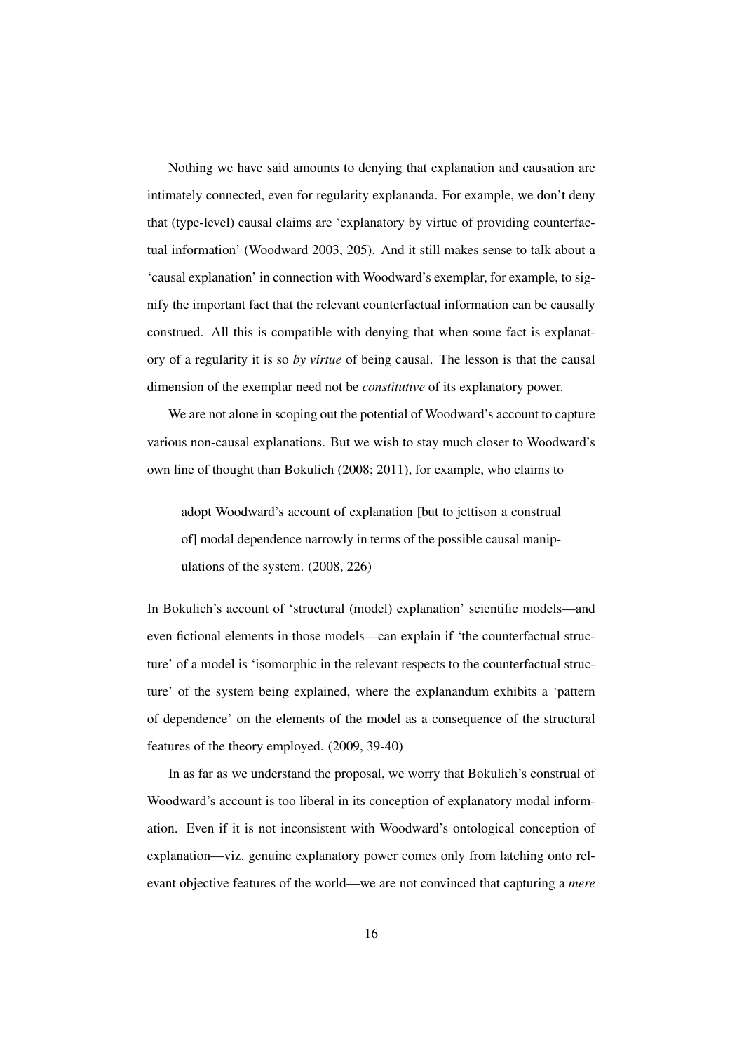Nothing we have said amounts to denying that explanation and causation are intimately connected, even for regularity explananda. For example, we don't deny that (type-level) causal claims are 'explanatory by virtue of providing counterfactual information' (Woodward 2003, 205). And it still makes sense to talk about a 'causal explanation' in connection with Woodward's exemplar, for example, to signify the important fact that the relevant counterfactual information can be causally construed. All this is compatible with denying that when some fact is explanatory of a regularity it is so *by virtue* of being causal. The lesson is that the causal dimension of the exemplar need not be *constitutive* of its explanatory power.

We are not alone in scoping out the potential of Woodward's account to capture various non-causal explanations. But we wish to stay much closer to Woodward's own line of thought than Bokulich (2008; 2011), for example, who claims to

> adopt Woodward's account of explanation [but to jettison a construal of] modal dependence narrowly in terms of the possible causal manipulations of the system. (2008, 226)

In Bokulich's account of 'structural (model) explanation' scientific models—and even fictional elements in those models—can explain if 'the counterfactual structure' of a model is 'isomorphic in the relevant respects to the counterfactual structure' of the system being explained, where the explanandum exhibits a 'pattern of dependence' on the elements of the model as a consequence of the structural features of the theory employed. (2009, 39-40)

In as far as we understand the proposal, we worry that Bokulich's construal of Woodward's account is too liberal in its conception of explanatory modal information. Even if it is not inconsistent with Woodward's ontological conception of explanation—viz. genuine explanatory power comes only from latching onto relevant objective features of the world—we are not convinced that capturing a *mere*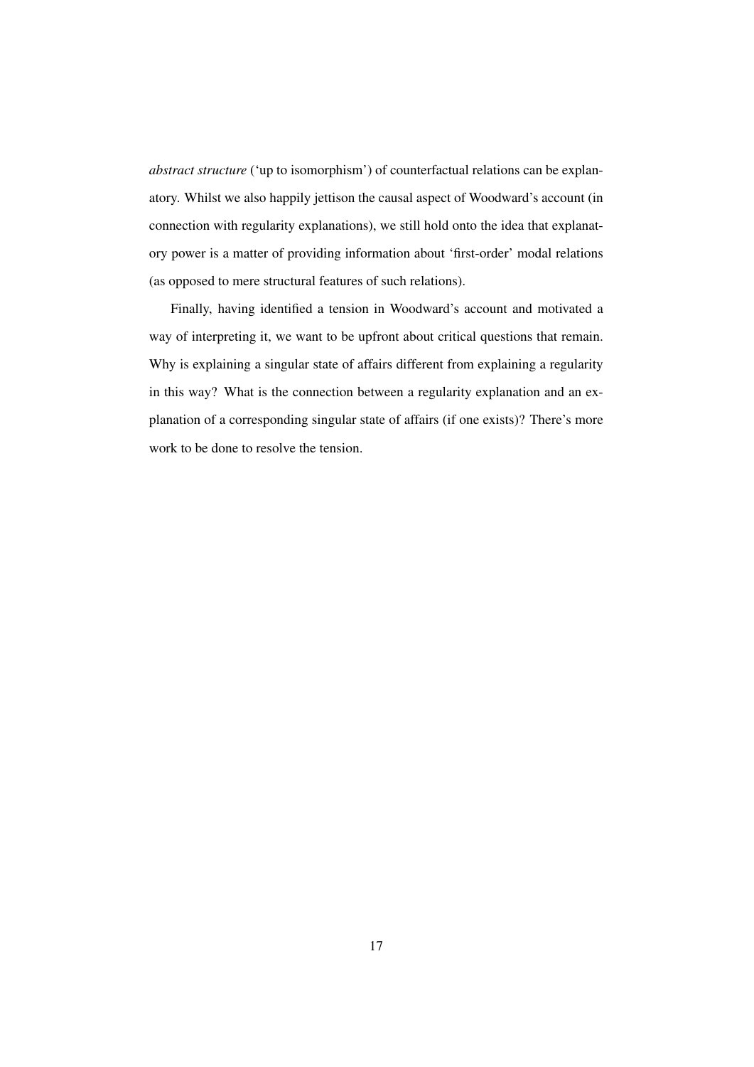*abstract structure* ('up to isomorphism') of counterfactual relations can be explanatory. Whilst we also happily jettison the causal aspect of Woodward's account (in connection with regularity explanations), we still hold onto the idea that explanatory power is a matter of providing information about 'first-order' modal relations (as opposed to mere structural features of such relations).

Finally, having identified a tension in Woodward's account and motivated a way of interpreting it, we want to be upfront about critical questions that remain. Why is explaining a singular state of affairs different from explaining a regularity in this way? What is the connection between a regularity explanation and an explanation of a corresponding singular state of affairs (if one exists)? There's more work to be done to resolve the tension.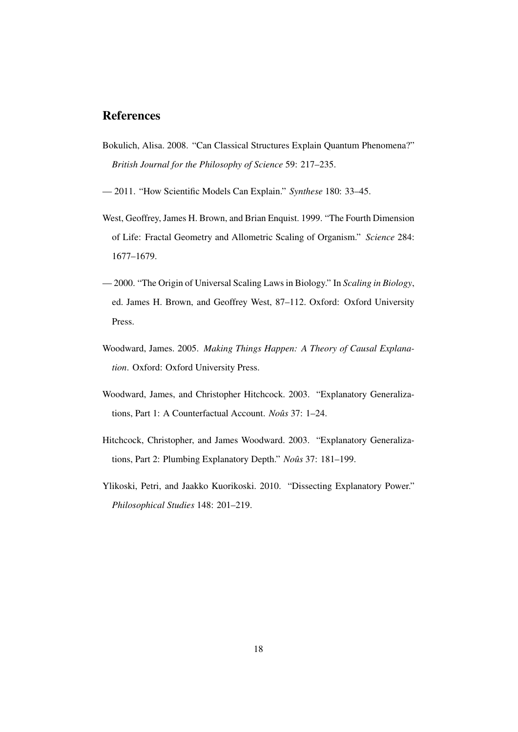## References

Bokulich, Alisa. 2008. "Can Classical Structures Explain Quantum Phenomena?" *British Journal for the Philosophy of Science* 59: 217–235.

— 2011. "How Scientific Models Can Explain." *Synthese* 180: 33–45.

West, Geoffrey, James H. Brown, and Brian Enquist. 1999. "The Fourth Dimension of Life: Fractal Geometry and Allometric Scaling of Organism." *Science* 284: 1677–1679.

— 2000. "The Origin of Universal Scaling Laws in Biology." In *Scaling in Biology*, ed. James H. Brown, and Geoffrey West, 87–112. Oxford: Oxford University Press.

Woodward, James. 2005. *Making Things Happen: A Theory of Causal Explanation*. Oxford: Oxford University Press.

Woodward, James, and Christopher Hitchcock. 2003. "Explanatory Generalizations, Part 1: A Counterfactual Account. *Noûs* 37: 1–24.

Hitchcock, Christopher, and James Woodward. 2003. "Explanatory Generalizations, Part 2: Plumbing Explanatory Depth." *Noûs* 37: 181–199.

Ylikoski, Petri, and Jaakko Kuorikoski. 2010. "Dissecting Explanatory Power." *Philosophical Studies* 148: 201–219.